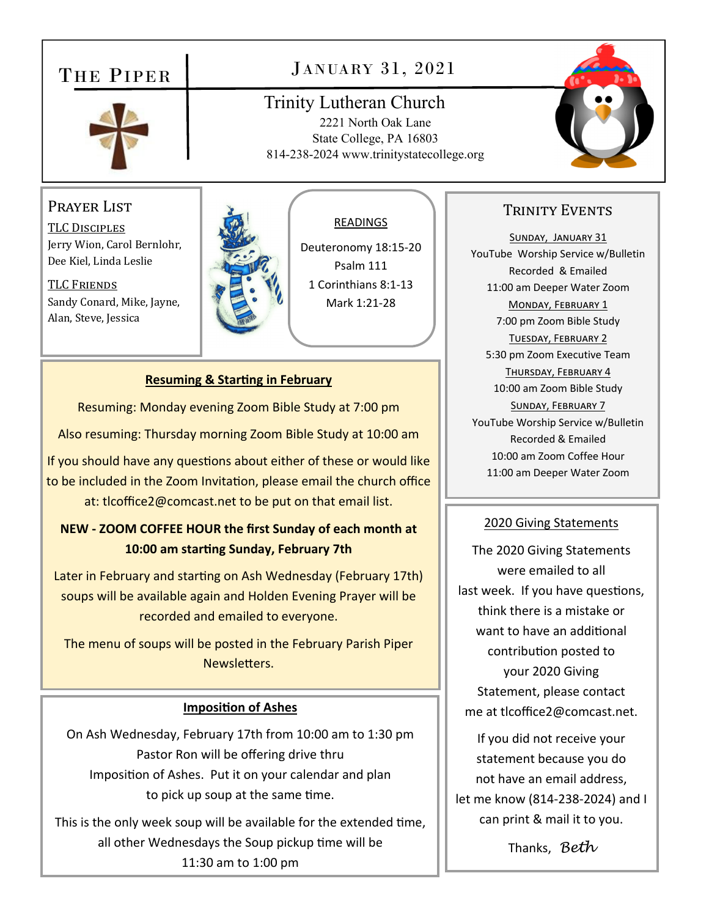# The Piper

## January 31, 2021

### Trinity Lutheran Church

2221 North Oak Lane
State College, PA 16803
814-238-2024 www.trinitystatecollege.org

## Prayer List

TLC Disciples
Jerry Wion, Carol Bernlohr, Dee Kiel, Linda Leslie

TLC Friends
Sandy Conard, Mike, Jayne, Alan, Steve, Jessica

## READINGS

Deuteronomy 18:15-20
Psalm 111
1 Corinthians 8:1-13
Mark 1:21-28

## Resuming & Starting in February

Resuming: Monday evening Zoom Bible Study at 7:00 pm

Also resuming: Thursday morning Zoom Bible Study at 10:00 am

If you should have any questions about either of these or would like to be included in the Zoom Invitation, please email the church office at: tlcoffice2@comcast.net to be put on that email list.

**NEW - ZOOM COFFEE HOUR the first Sunday of each month at 10:00 am starting Sunday, February 7th**

Later in February and starting on Ash Wednesday (February 17th) soups will be available again and Holden Evening Prayer will be recorded and emailed to everyone.

The menu of soups will be posted in the February Parish Piper Newsletters.

## Imposition of Ashes

On Ash Wednesday, February 17th from 10:00 am to 1:30 pm Pastor Ron will be offering drive thru Imposition of Ashes. Put it on your calendar and plan to pick up soup at the same time.

This is the only week soup will be available for the extended time, all other Wednesdays the Soup pickup time will be 11:30 am to 1:00 pm

## Trinity Events

Sunday, January 31
YouTube Worship Service w/Bulletin Recorded & Emailed
11:00 am Deeper Water Zoom

Monday, February 1
7:00 pm Zoom Bible Study

Tuesday, February 2
5:30 pm Zoom Executive Team

Thursday, February 4
10:00 am Zoom Bible Study

Sunday, February 7
YouTube Worship Service w/Bulletin Recorded & Emailed
10:00 am Zoom Coffee Hour
11:00 am Deeper Water Zoom

## 2020 Giving Statements

The 2020 Giving Statements were emailed to all last week. If you have questions, think there is a mistake or want to have an additional contribution posted to your 2020 Giving Statement, please contact me at tlcoffice2@comcast.net.

If you did not receive your statement because you do not have an email address, let me know (814-238-2024) and I can print & mail it to you.

Thanks, *Beth*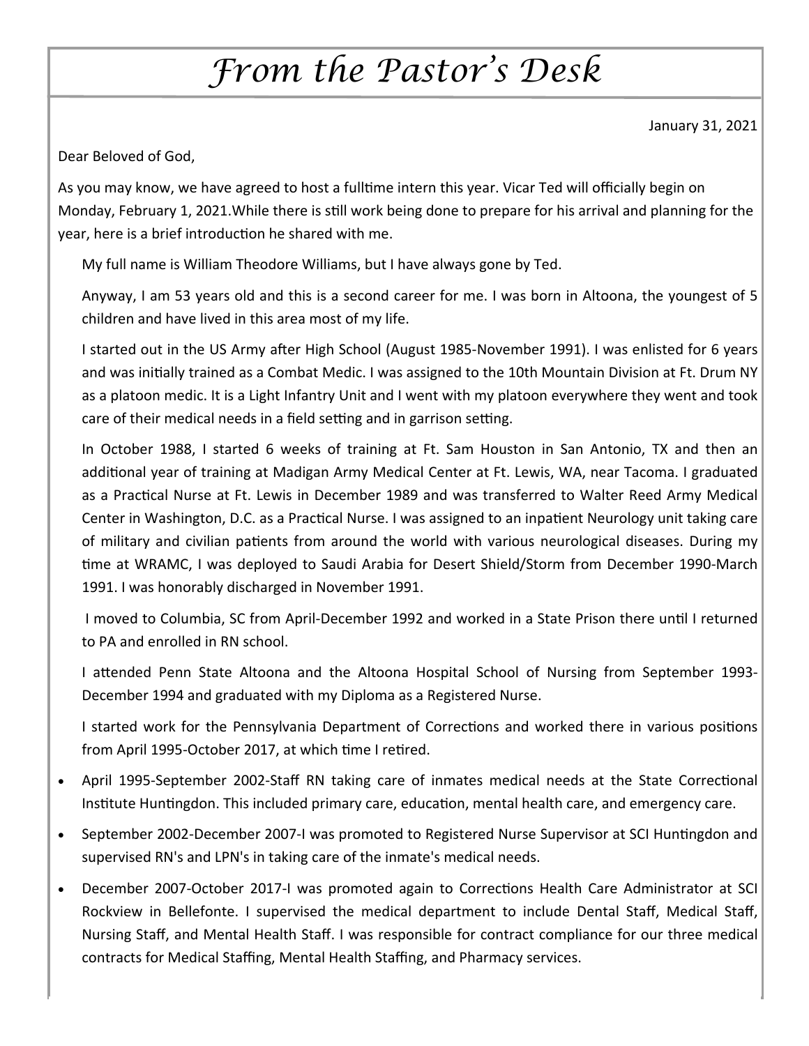// From the Pastor's Desk

January 31, 2021

Dear Beloved of God,

As you may know, we have agreed to host a fulltime intern this year. Vicar Ted will officially begin on Monday, February 1, 2021.While there is still work being done to prepare for his arrival and planning for the year, here is a brief introduction he shared with me.

My full name is William Theodore Williams, but I have always gone by Ted.

Anyway, I am 53 years old and this is a second career for me. I was born in Altoona, the youngest of 5 children and have lived in this area most of my life.

I started out in the US Army after High School (August 1985-November 1991). I was enlisted for 6 years and was initially trained as a Combat Medic. I was assigned to the 10th Mountain Division at Ft. Drum NY as a platoon medic. It is a Light Infantry Unit and I went with my platoon everywhere they went and took care of their medical needs in a field setting and in garrison setting.

In October 1988, I started 6 weeks of training at Ft. Sam Houston in San Antonio, TX and then an additional year of training at Madigan Army Medical Center at Ft. Lewis, WA, near Tacoma. I graduated as a Practical Nurse at Ft. Lewis in December 1989 and was transferred to Walter Reed Army Medical Center in Washington, D.C. as a Practical Nurse. I was assigned to an inpatient Neurology unit taking care of military and civilian patients from around the world with various neurological diseases. During my time at WRAMC, I was deployed to Saudi Arabia for Desert Shield/Storm from December 1990-March 1991. I was honorably discharged in November 1991.

I moved to Columbia, SC from April-December 1992 and worked in a State Prison there until I returned to PA and enrolled in RN school.

I attended Penn State Altoona and the Altoona Hospital School of Nursing from September 1993-December 1994 and graduated with my Diploma as a Registered Nurse.

I started work for the Pennsylvania Department of Corrections and worked there in various positions from April 1995-October 2017, at which time I retired.

- April 1995-September 2002-Staff RN taking care of inmates medical needs at the State Correctional Institute Huntingdon. This included primary care, education, mental health care, and emergency care.
- September 2002-December 2007-I was promoted to Registered Nurse Supervisor at SCI Huntingdon and supervised RN's and LPN's in taking care of the inmate's medical needs.
- December 2007-October 2017-I was promoted again to Corrections Health Care Administrator at SCI Rockview in Bellefonte. I supervised the medical department to include Dental Staff, Medical Staff, Nursing Staff, and Mental Health Staff. I was responsible for contract compliance for our three medical contracts for Medical Staffing, Mental Health Staffing, and Pharmacy services.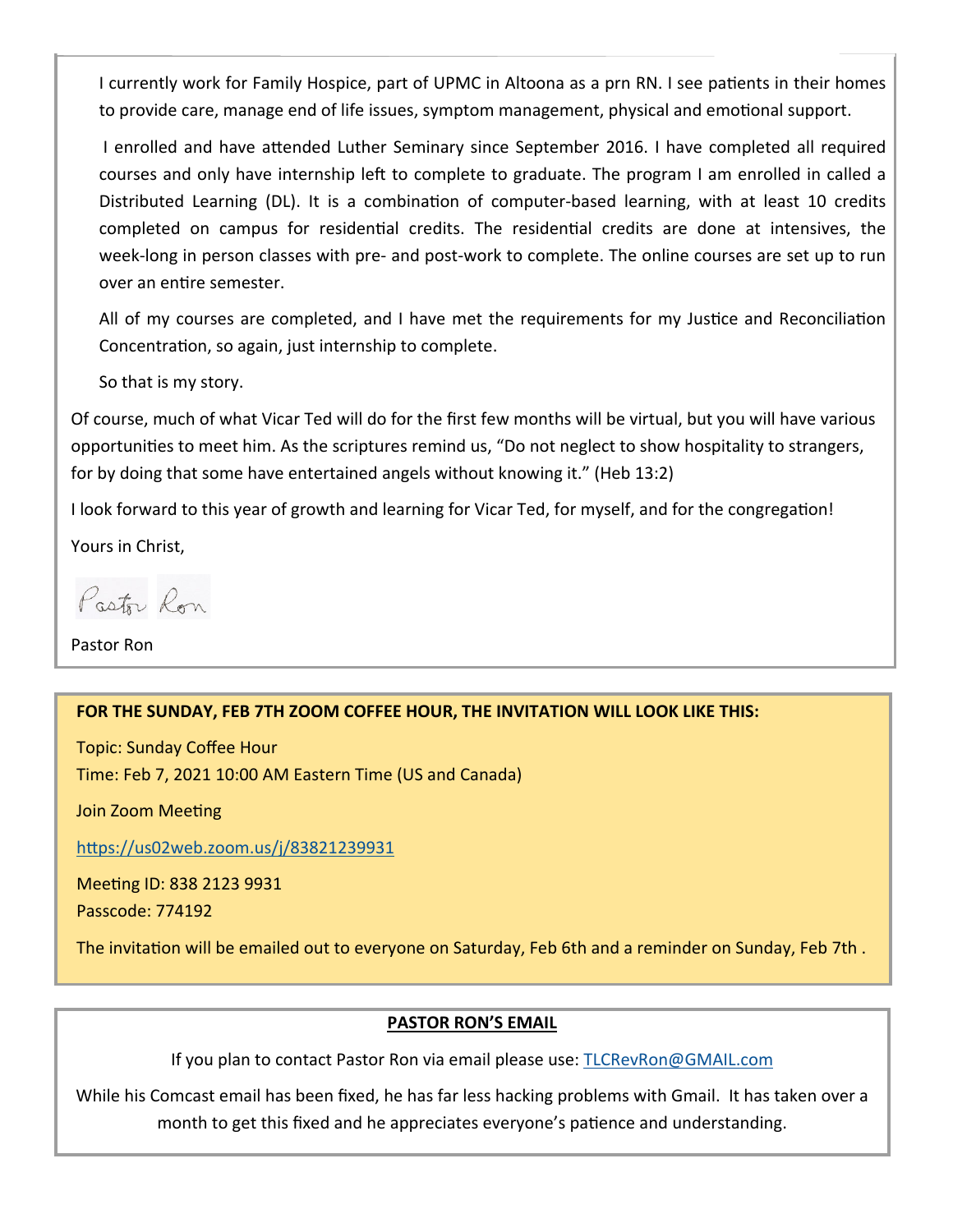I currently work for Family Hospice, part of UPMC in Altoona as a prn RN. I see patients in their homes to provide care, manage end of life issues, symptom management, physical and emotional support.

I enrolled and have attended Luther Seminary since September 2016. I have completed all required courses and only have internship left to complete to graduate. The program I am enrolled in called a Distributed Learning (DL). It is a combination of computer-based learning, with at least 10 credits completed on campus for residential credits. The residential credits are done at intensives, the week-long in person classes with pre- and post-work to complete. The online courses are set up to run over an entire semester.

All of my courses are completed, and I have met the requirements for my Justice and Reconciliation Concentration, so again, just internship to complete.

So that is my story.

Of course, much of what Vicar Ted will do for the first few months will be virtual, but you will have various opportunities to meet him. As the scriptures remind us, "Do not neglect to show hospitality to strangers, for by doing that some have entertained angels without knowing it." (Heb 13:2)

I look forward to this year of growth and learning for Vicar Ted, for myself, and for the congregation!

Yours in Christ,

Pastor Ron

Pastor Ron

**FOR THE SUNDAY, FEB 7TH ZOOM COFFEE HOUR, THE INVITATION WILL LOOK LIKE THIS:**

Topic: Sunday Coffee Hour
Time: Feb 7, 2021 10:00 AM Eastern Time (US and Canada)

Join Zoom Meeting

https://us02web.zoom.us/j/83821239931

Meeting ID: 838 2123 9931
Passcode: 774192

The invitation will be emailed out to everyone on Saturday, Feb 6th and a reminder on Sunday, Feb 7th .

**PASTOR RON'S EMAIL**

If you plan to contact Pastor Ron via email please use: TLCRevRon@GMAIL.com

While his Comcast email has been fixed, he has far less hacking problems with Gmail. It has taken over a month to get this fixed and he appreciates everyone's patience and understanding.